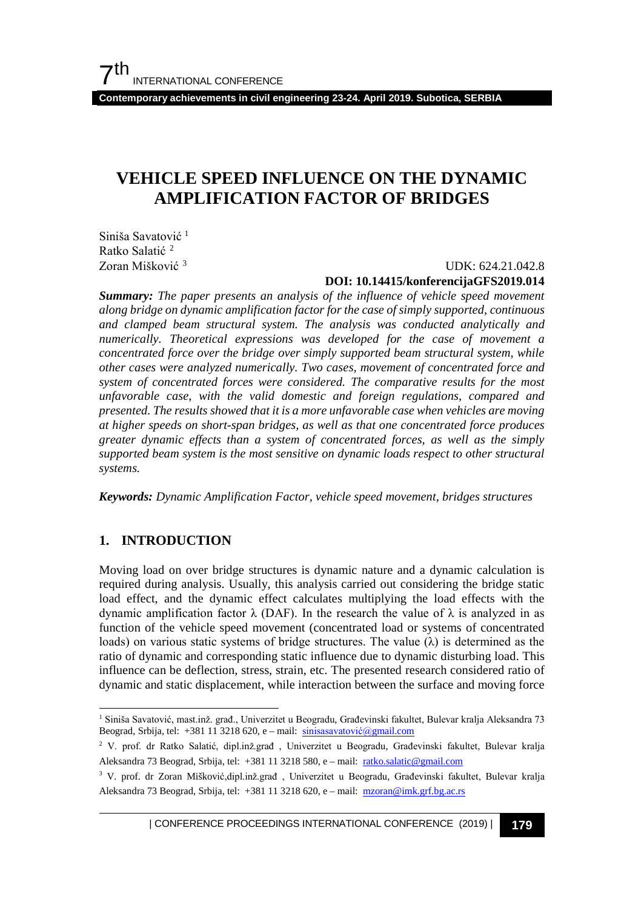# VEHICLE SPEED INFLUENCE ON THE DYNAMIC AMPLIFICATION FACTOR OF BRIDGES

Siniša Savatović [1]
Ratko Salatić [2]
Zoran Mišković [3]

UDK: 624.21.042.8
**DOI: 10.14415/konferencijaGFS2019.014**

***Summary:*** *The paper presents an analysis of the influence of vehicle speed movement along bridge on dynamic amplification factor for the case of simply supported, continuous and clamped beam structural system. The analysis was conducted analytically and numerically. Theoretical expressions was developed for the case of movement a concentrated force over the bridge over simply supported beam structural system, while other cases were analyzed numerically. Two cases, movement of concentrated force and system of concentrated forces were considered. The comparative results for the most unfavorable case, with the valid domestic and foreign regulations, compared and presented. The results showed that it is a more unfavorable case when vehicles are moving at higher speeds on short-span bridges, as well as that one concentrated force produces greater dynamic effects than a system of concentrated forces, as well as the simply supported beam system is the most sensitive on dynamic loads respect to other structural systems.*

***Keywords:*** *Dynamic Amplification Factor, vehicle speed movement, bridges structures*

## 1. INTRODUCTION

Moving load on over bridge structures is dynamic nature and a dynamic calculation is required during analysis. Usually, this analysis carried out considering the bridge static load effect, and the dynamic effect calculates multiplying the load effects with the dynamic amplification factor λ (DAF). In the research the value of λ is analyzed in as function of the vehicle speed movement (concentrated load or systems of concentrated loads) on various static systems of bridge structures. The value (λ) is determined as the ratio of dynamic and corresponding static influence due to dynamic disturbing load. This influence can be deflection, stress, strain, etc. The presented research considered ratio of dynamic and static displacement, while interaction between the surface and moving force

---

[1] Siniša Savatović, mast.inž. građ., Univerzitet u Beogradu, Građevinski fakultet, Bulevar kralja Aleksandra 73 Beograd, Srbija, tel: +381 11 3218 620, e – mail: sinisasavatović@gmail.com

[2] V. prof. dr Ratko Salatić, dipl.inž.građ , Univerzitet u Beogradu, Građevinski fakultet, Bulevar kralja Aleksandra 73 Beograd, Srbija, tel: +381 11 3218 580, e – mail: ratko.salatic@gmail.com

[3] V. prof. dr Zoran Mišković,dipl.inž.građ , Univerzitet u Beogradu, Građevinski fakultet, Bulevar kralja Aleksandra 73 Beograd, Srbija, tel: +381 11 3218 620, e – mail: mzoran@imk.grf.bg.ac.rs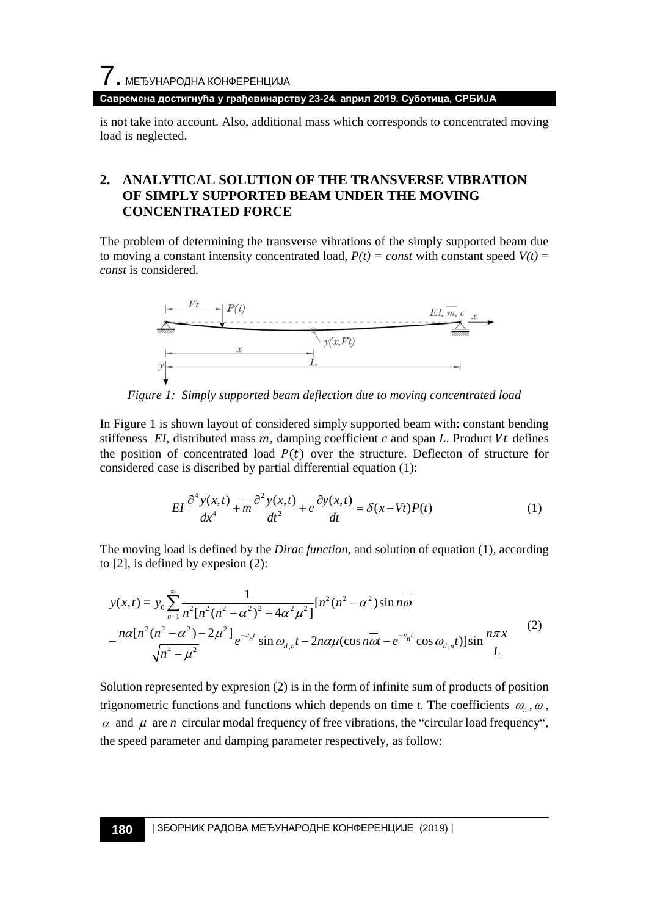is not take into account. Also, additional mass which corresponds to concentrated moving load is neglected.

## 2. ANALYTICAL SOLUTION OF THE TRANSVERSE VIBRATION OF SIMPLY SUPPORTED BEAM UNDER THE MOVING CONCENTRATED FORCE

The problem of determining the transverse vibrations of the simply supported beam due to moving a constant intensity concentrated load, *P(t) = const* with constant speed *V(t) = const* is considered.

*Figure 1: Simply supported beam deflection due to moving concentrated load*

In Figure 1 is shown layout of considered simply supported beam with: constant bending stiffeness *EI*, distributed mass $\overline{m}$, damping coefficient *c* and span *L*. Product $Vt$ defines the position of concentrated load $P(t)$ over the structure. Deflecton of structure for considered case is discribed by partial differential equation (1):

$$EI\frac{\partial^4 y(x,t)}{dx^4} + \overline{m}\frac{\partial^2 y(x,t)}{dt^2} + c\frac{\partial y(x,t)}{dt} = \delta(x - Vt)P(t) \tag{1}$$

The moving load is defined by the *Dirac function*, and solution of equation (1), according to [2], is defined by expesion (2):

$$\begin{aligned} y(x,t) = y_0 \sum_{n=1}^{\infty} \frac{1}{n^2[n^2(n^2-\alpha^2)^2 + 4\alpha^2\mu^2]} [n^2(n^2-\alpha^2)\sin n\overline{\omega} \\ - \frac{n\alpha[n^2(n^2-\alpha^2) - 2\mu^2]}{\sqrt{n^4-\mu^2}} e^{-\varepsilon_n t}\sin\omega_{d,n}t - 2n\alpha\mu(\cos n\overline{\omega}t - e^{-\varepsilon_n t}\cos\omega_{d,n}t)]\sin\frac{n\pi x}{L} \end{aligned} \tag{2}$$

Solution represented by expresion (2) is in the form of infinite sum of products of position trigonometric functions and functions which depends on time *t*. The coefficients $\omega_n$, $\overline{\omega}$, $\alpha$ and $\mu$ are *n* circular modal frequency of free vibrations, the "circular load frequency", the speed parameter and damping parameter respectively, as follow: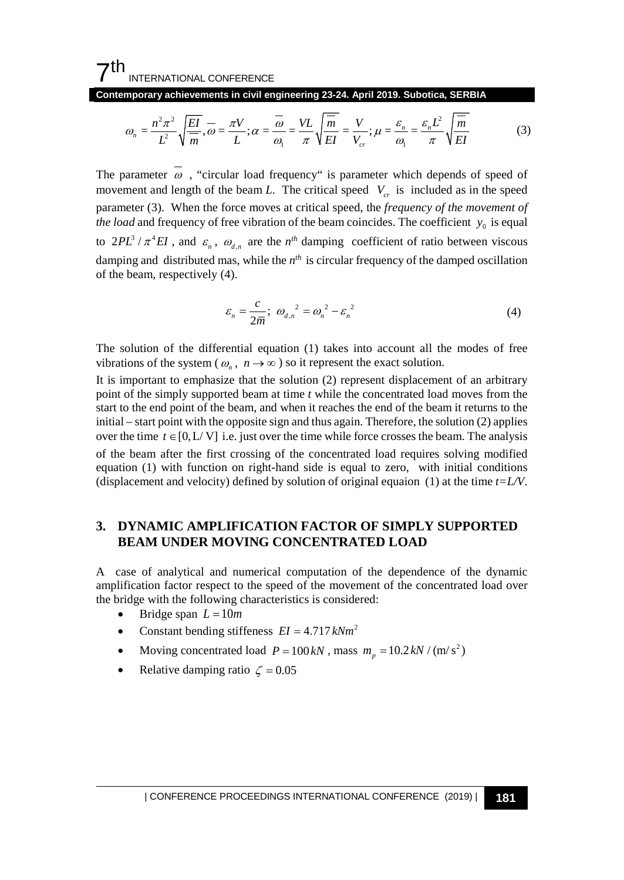$$\omega_n = \frac{n^2\pi^2}{L^2}\sqrt{\frac{EI}{\overline{m}}}, \overline{\omega} = \frac{\pi V}{L}; \alpha = \frac{\overline{\omega}}{\omega_1} = \frac{VL}{\pi}\sqrt{\frac{\overline{m}}{EI}} = \frac{V}{V_{cr}}; \mu = \frac{\varepsilon_n}{\omega_1} = \frac{\varepsilon_n L^2}{\pi}\sqrt{\frac{\overline{m}}{EI}} \tag{3}$$

The parameter $\overline{\omega}$ , "circular load frequency" is parameter which depends of speed of movement and length of the beam *L*. The critical speed $V_{cr}$ is included as in the speed parameter (3). When the force moves at critical speed, the *frequency of the movement of the load* and frequency of free vibration of the beam coincides. The coefficient $y_0$ is equal to $2PL^3/\pi^4 EI$ , and $\varepsilon_n$ , $\omega_{d,n}$ are the $n^{th}$ damping coefficient of ratio between viscous damping and distributed mas, while the $n^{th}$ is circular frequency of the damped oscillation of the beam, respectively (4).

$$\varepsilon_n = \frac{c}{2\overline{m}};\ \omega_{d,n}{}^2 = \omega_n{}^2 - \varepsilon_n{}^2 \tag{4}$$

The solution of the differential equation (1) takes into account all the modes of free vibrations of the system ( $\omega_n$ , $n \to \infty$ ) so it represent the exact solution.

It is important to emphasize that the solution (2) represent displacement of an arbitrary point of the simply supported beam at time *t* while the concentrated load moves from the start to the end point of the beam, and when it reaches the end of the beam it returns to the initial – start point with the opposite sign and thus again. Therefore, the solution (2) applies over the time $t \in [0, L/V]$ i.e. just over the time while force crosses the beam. The analysis of the beam after the first crossing of the concentrated load requires solving modified equation (1) with function on right-hand side is equal to zero, with initial conditions (displacement and velocity) defined by solution of original equaion (1) at the time *t=L/V*.

## 3. DYNAMIC AMPLIFICATION FACTOR OF SIMPLY SUPPORTED BEAM UNDER MOVING CONCENTRATED LOAD

A case of analytical and numerical computation of the dependence of the dynamic amplification factor respect to the speed of the movement of the concentrated load over the bridge with the following characteristics is considered:

- Bridge span $L = 10m$
- Constant bending stiffness $EI = 4.717\,kNm^2$
- Moving concentrated load $P = 100\,kN$ , mass $m_p = 10.2\,kN/(\mathrm{m/s^2})$
- Relative damping ratio $\zeta = 0.05$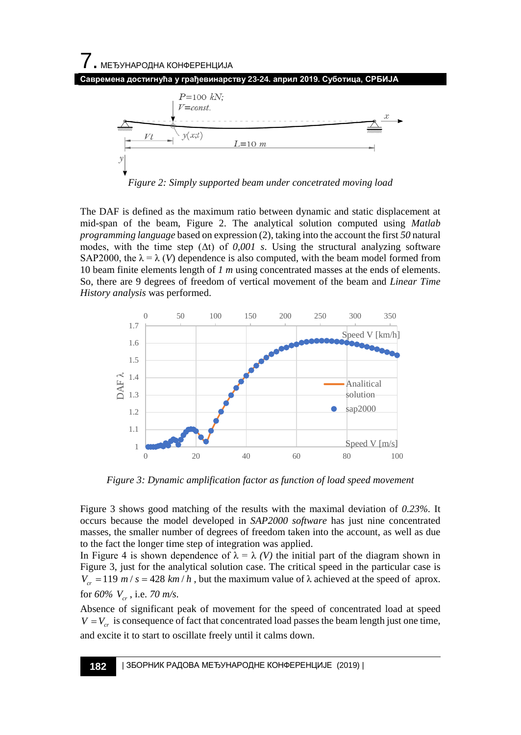*Figure 2: Simply supported beam under concetrated moving load*

The DAF is defined as the maximum ratio between dynamic and static displacement at mid-span of the beam, Figure 2. The analytical solution computed using *Matlab programming language* based on expression (2), taking into the account the first *50* natural modes, with the time step (Δt) of *0,001 s*. Using the structural analyzing software SAP2000, the $\lambda = \lambda\,(V)$ dependence is also computed, with the beam model formed from 10 beam finite elements length of *1 m* using concentrated masses at the ends of elements. So, there are 9 degrees of freedom of vertical movement of the beam and *Linear Time History analysis* was performed.

*Figure 3: Dynamic amplification factor as function of load speed movement*

Figure 3 shows good matching of the results with the maximal deviation of *0.23%*. It occurs because the model developed in *SAP2000 software* has just nine concentrated masses, the smaller number of degrees of freedom taken into the account, as well as due to the fact the longer time step of integration was applied.

In Figure 4 is shown dependence of $\lambda = \lambda\ (V)$ the initial part of the diagram shown in Figure 3, just for the analytical solution case. The critical speed in the particular case is $V_{cr} = 119\ m/s = 428\ km/h$, but the maximum value of λ achieved at the speed of aprox. for *60%* $V_{cr}$, i.e. *70 m/s*.

Absence of significant peak of movement for the speed of concentrated load at speed $V = V_{cr}$ is consequence of fact that concentrated load passes the beam length just one time, and excite it to start to oscillate freely until it calms down.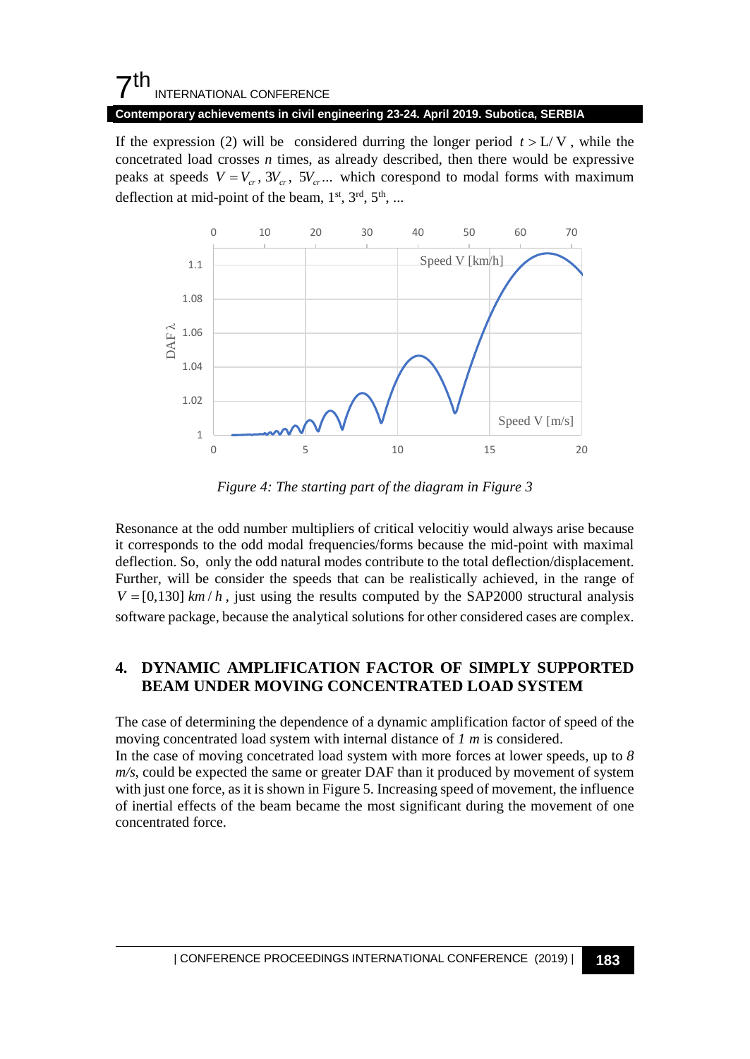If the expression (2) will be considered durring the longer period $t > L/V$, while the concetrated load crosses $n$ times, as already described, then there would be expressive peaks at speeds $V = V_{cr}, 3V_{cr}, 5V_{cr}...$ which corespond to modal forms with maximum deflection at mid-point of the beam, 1st, 3rd, 5th, ...

*Figure 4: The starting part of the diagram in Figure 3*

Resonance at the odd number multipliers of critical velocitiy would always arise because it corresponds to the odd modal frequencies/forms because the mid-point with maximal deflection. So, only the odd natural modes contribute to the total deflection/displacement. Further, will be consider the speeds that can be realistically achieved, in the range of $V = [0,130]\ km/h$, just using the results computed by the SAP2000 structural analysis software package, because the analytical solutions for other considered cases are complex.

## 4. DYNAMIC AMPLIFICATION FACTOR OF SIMPLY SUPPORTED BEAM UNDER MOVING CONCENTRATED LOAD SYSTEM

The case of determining the dependence of a dynamic amplification factor of speed of the moving concentrated load system with internal distance of *1 m* is considered.

In the case of moving concetrated load system with more forces at lower speeds, up to *8 m/s*, could be expected the same or greater DAF than it produced by movement of system with just one force, as it is shown in Figure 5. Increasing speed of movement, the influence of inertial effects of the beam became the most significant during the movement of one concentrated force.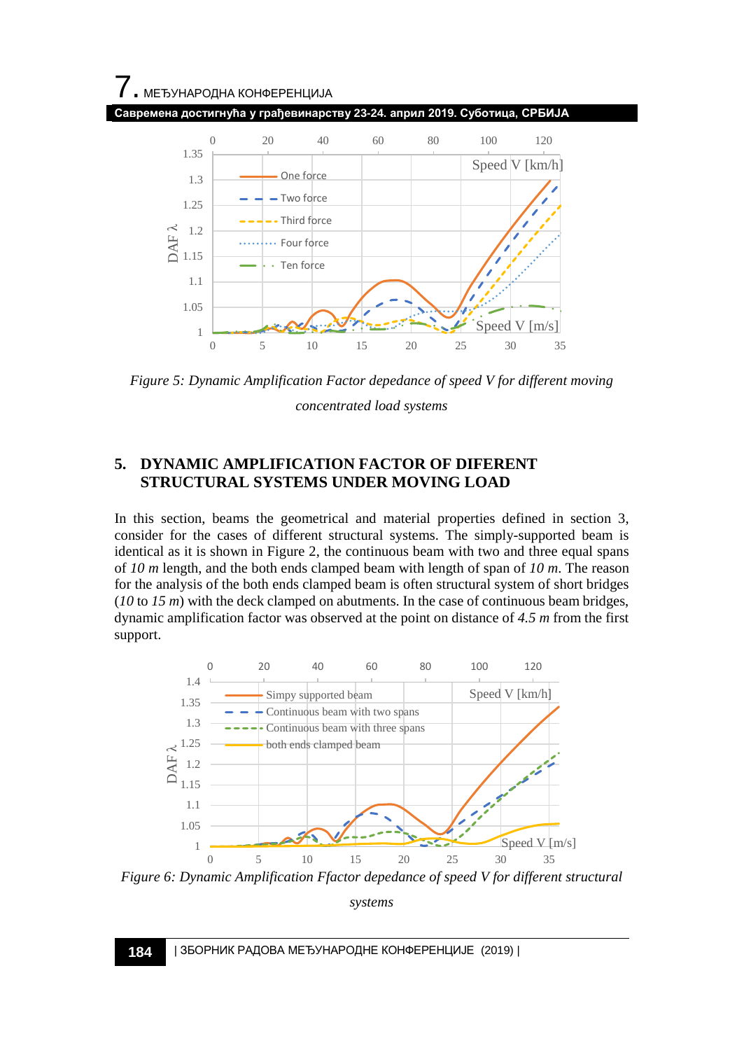*Figure 5: Dynamic Amplification Factor depedance of speed V for different moving concentrated load systems*

## 5. DYNAMIC AMPLIFICATION FACTOR OF DIFERENT STRUCTURAL SYSTEMS UNDER MOVING LOAD

In this section, beams the geometrical and material properties defined in section 3, consider for the cases of different structural systems. The simply-supported beam is identical as it is shown in Figure 2, the continuous beam with two and three equal spans of *10 m* length, and the both ends clamped beam with length of span of *10 m*. The reason for the analysis of the both ends clamped beam is often structural system of short bridges (*10* to *15 m*) with the deck clamped on abutments. In the case of continuous beam bridges, dynamic amplification factor was observed at the point on distance of *4.5 m* from the first support.

*Figure 6: Dynamic Amplification Ffactor depedance of speed V for different structural systems*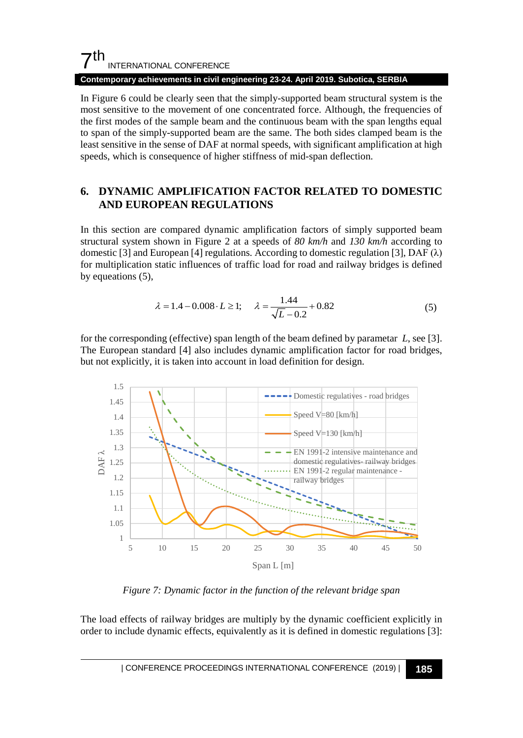In Figure 6 could be clearly seen that the simply-supported beam structural system is the most sensitive to the movement of one concentrated force. Although, the frequencies of the first modes of the sample beam and the continuous beam with the span lengths equal to span of the simply-supported beam are the same. The both sides clamped beam is the least sensitive in the sense of DAF at normal speeds, with significant amplification at high speeds, which is consequence of higher stiffness of mid-span deflection.

## 6. DYNAMIC AMPLIFICATION FACTOR RELATED TO DOMESTIC AND EUROPEAN REGULATIONS

In this section are compared dynamic amplification factors of simply supported beam structural system shown in Figure 2 at a speeds of *80 km/h* and *130 km/h* according to domestic [3] and European [4] regulations. According to domestic regulation [3], DAF ($\lambda$) for multiplication static influences of traffic load for road and railway bridges is defined by eqeuations (5),

$$\lambda = 1.4 - 0.008 \cdot L \geq 1; \quad \lambda = \frac{1.44}{\sqrt{L} - 0.2} + 0.82 \tag{5}$$

for the corresponding (effective) span length of the beam defined by parametar $L$, see [3]. The European standard [4] also includes dynamic amplification factor for road bridges, but not explicitly, it is taken into account in load definition for design.

*Figure 7: Dynamic factor in the function of the relevant bridge span*

The load effects of railway bridges are multiply by the dynamic coefficient explicitly in order to include dynamic effects, equivalently as it is defined in domestic regulations [3]: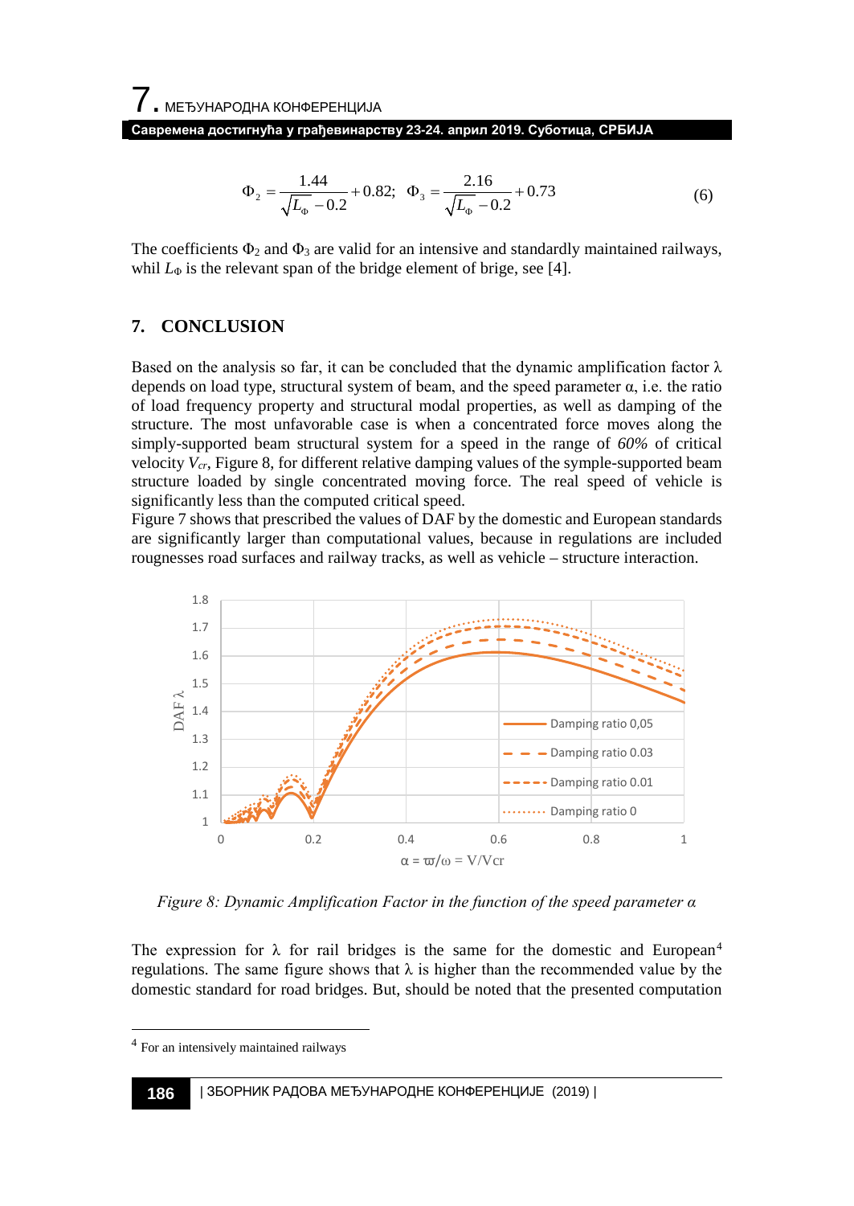$$\Phi_2 = \frac{1.44}{\sqrt{L_\Phi} - 0.2} + 0.82; \quad \Phi_3 = \frac{2.16}{\sqrt{L_\Phi} - 0.2} + 0.73 \tag{6}$$

The coefficients $\Phi_2$ and $\Phi_3$ are valid for an intensive and standardly maintained railways, whil $L_\Phi$ is the relevant span of the bridge element of brige, see [4].

## 7. CONCLUSION

Based on the analysis so far, it can be concluded that the dynamic amplification factor λ depends on load type, structural system of beam, and the speed parameter α, i.e. the ratio of load frequency property and structural modal properties, as well as damping of the structure. The most unfavorable case is when a concentrated force moves along the simply-supported beam structural system for a speed in the range of *60%* of critical velocity $V_{cr}$, Figure 8, for different relative damping values of the symple-supported beam structure loaded by single concentrated moving force. The real speed of vehicle is significantly less than the computed critical speed.

Figure 7 shows that prescribed the values of DAF by the domestic and European standards are significantly larger than computational values, because in regulations are included rougnesses road surfaces and railway tracks, as well as vehicle – structure interaction.

*Figure 8: Dynamic Amplification Factor in the function of the speed parameter α*

The expression for λ for rail bridges is the same for the domestic and European[4] regulations. The same figure shows that λ is higher than the recommended value by the domestic standard for road bridges. But, should be noted that the presented computation

[4] For an intensively maintained railways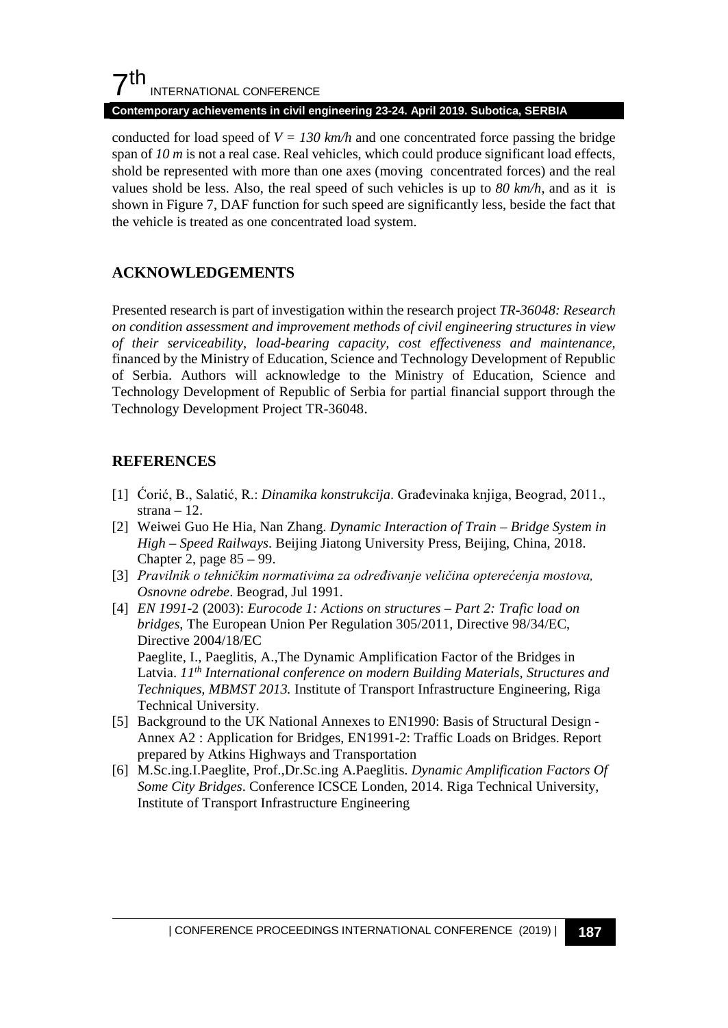conducted for load speed of $V = 130$ *km/h* and one concentrated force passing the bridge span of *10 m* is not a real case. Real vehicles, which could produce significant load effects, shold be represented with more than one axes (moving concentrated forces) and the real values shold be less. Also, the real speed of such vehicles is up to *80 km/h*, and as it is shown in Figure 7, DAF function for such speed are significantly less, beside the fact that the vehicle is treated as one concentrated load system.

## ACKNOWLEDGEMENTS

Presented research is part of investigation within the research project *TR-36048: Research on condition assessment and improvement methods of civil engineering structures in view of their serviceability, load-bearing capacity, cost effectiveness and maintenance*, financed by the Ministry of Education, Science and Technology Development of Republic of Serbia. Authors will acknowledge to the Ministry of Education, Science and Technology Development of Republic of Serbia for partial financial support through the Technology Development Project TR-36048.

## REFERENCES

[1] Ćorić, B., Salatić, R.: *Dinamika konstrukcija*. Građevinaka knjiga, Beograd, 2011., strana – 12.

[2] Weiwei Guo He Hia, Nan Zhang. *Dynamic Interaction of Train – Bridge System in High – Speed Railways*. Beijing Jiatong University Press, Beijing, China, 2018. Chapter 2, page 85 – 99.

[3] *Pravilnik o tehničkim normativima za određivanje veličina opterećenja mostova, Osnovne odrebe*. Beograd, Jul 1991.

[4] *EN 1991*-2 (2003): *Eurocode 1: Actions on structures – Part 2: Trafic load on bridges*, The European Union Per Regulation 305/2011, Directive 98/34/EC, Directive 2004/18/EC
Paeglite, I., Paeglitis, A.,The Dynamic Amplification Factor of the Bridges in Latvia. *11th International conference on modern Building Materials, Structures and Techniques, MBMST 2013.* Institute of Transport Infrastructure Engineering, Riga Technical University.

[5] Background to the UK National Annexes to EN1990: Basis of Structural Design - Annex A2 : Application for Bridges, EN1991-2: Traffic Loads on Bridges. Report prepared by Atkins Highways and Transportation

[6] M.Sc.ing.I.Paeglite, Prof.,Dr.Sc.ing A.Paeglitis. *Dynamic Amplification Factors Of Some City Bridges*. Conference ICSCE Londen, 2014. Riga Technical University, Institute of Transport Infrastructure Engineering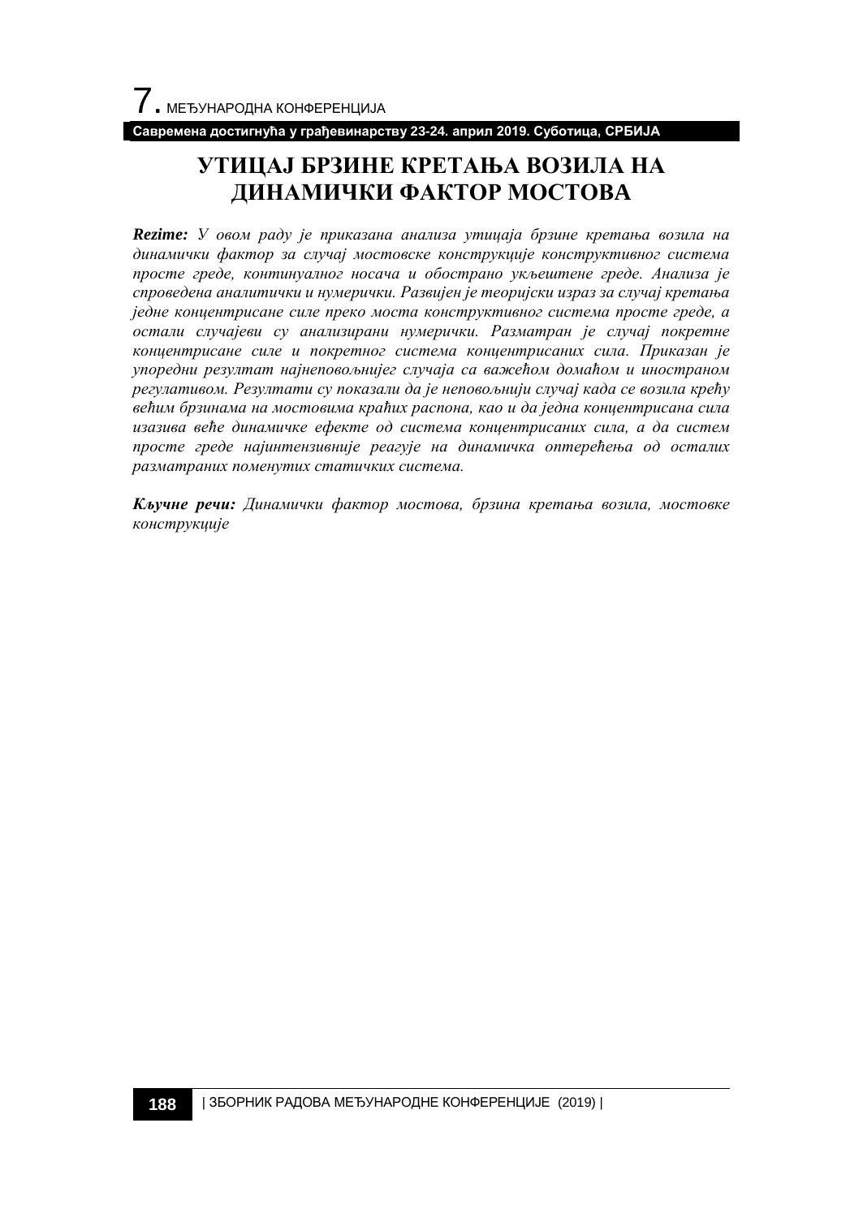# УТИЦАЈ БРЗИНЕ КРЕТАЊА ВОЗИЛА НА ДИНАМИЧКИ ФАКТОР МОСТОВА

***Rezime:*** *У овом раду је приказана анализа утицаја брзине кретања возила на динамички фактор за случај мостовске конструкције конструктивног система просте греде, континуалног носача и обострано укљештене греде. Анализа је спроведена аналитички и нумерички. Развијен је теоријски израз за случај кретања једне концентрисане силе преко моста конструктивног система просте греде, а остали случајеви су анализирани нумерички. Разматран је случај покретне концентрисане силе и покретног система концентрисаних сила. Приказан је упоредни резултат најнеповољнијег случаја са важећом домаћом и иностраном регулативом. Резултати су показали да је неповољнији случај када се возила крећу већим брзинама на мостовима краћих распона, као и да једна концентрисана сила изазива веће динамичке ефекте од система концентрисаних сила, а да систем просте греде најинтензивније реагује на динамичка оптерећења од осталих разматраних поменутих статичких система.*

***Кључне речи:*** *Динамички фактор мостова, брзина кретања возила, мостовке конструкције*